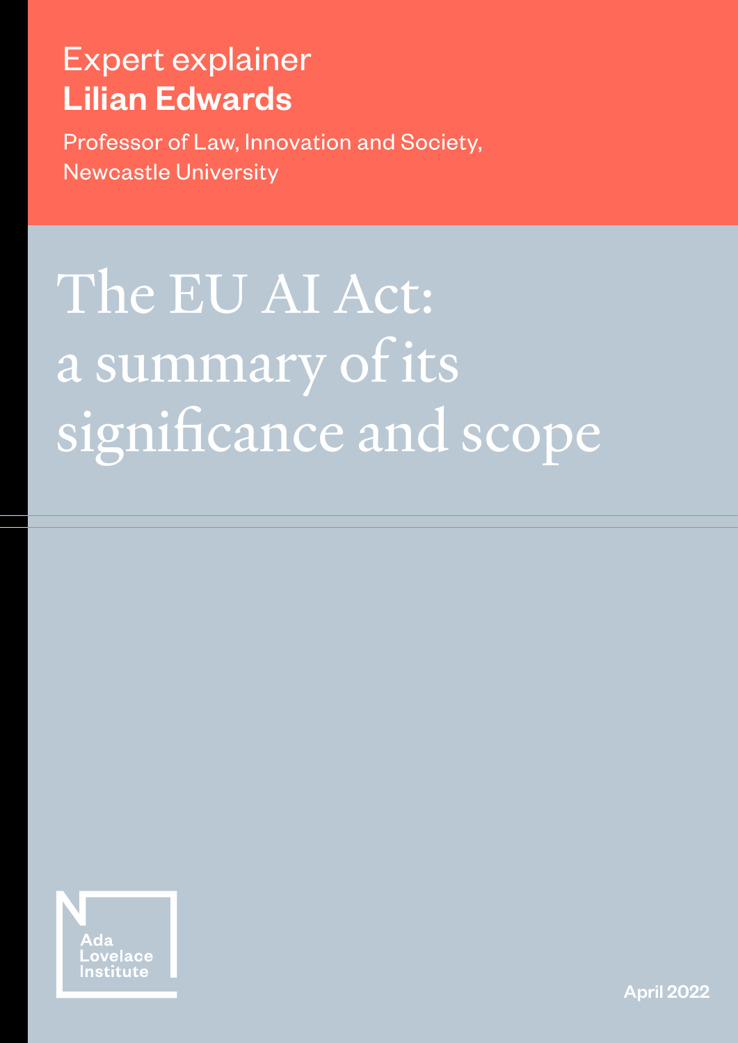Expert explainer

**Lilian Edwards**

Professor of Law, Innovation and Society, Newcastle University

# The EU AI Act: a summary of its significance and scope

Ada Lovelace Institute

April 2022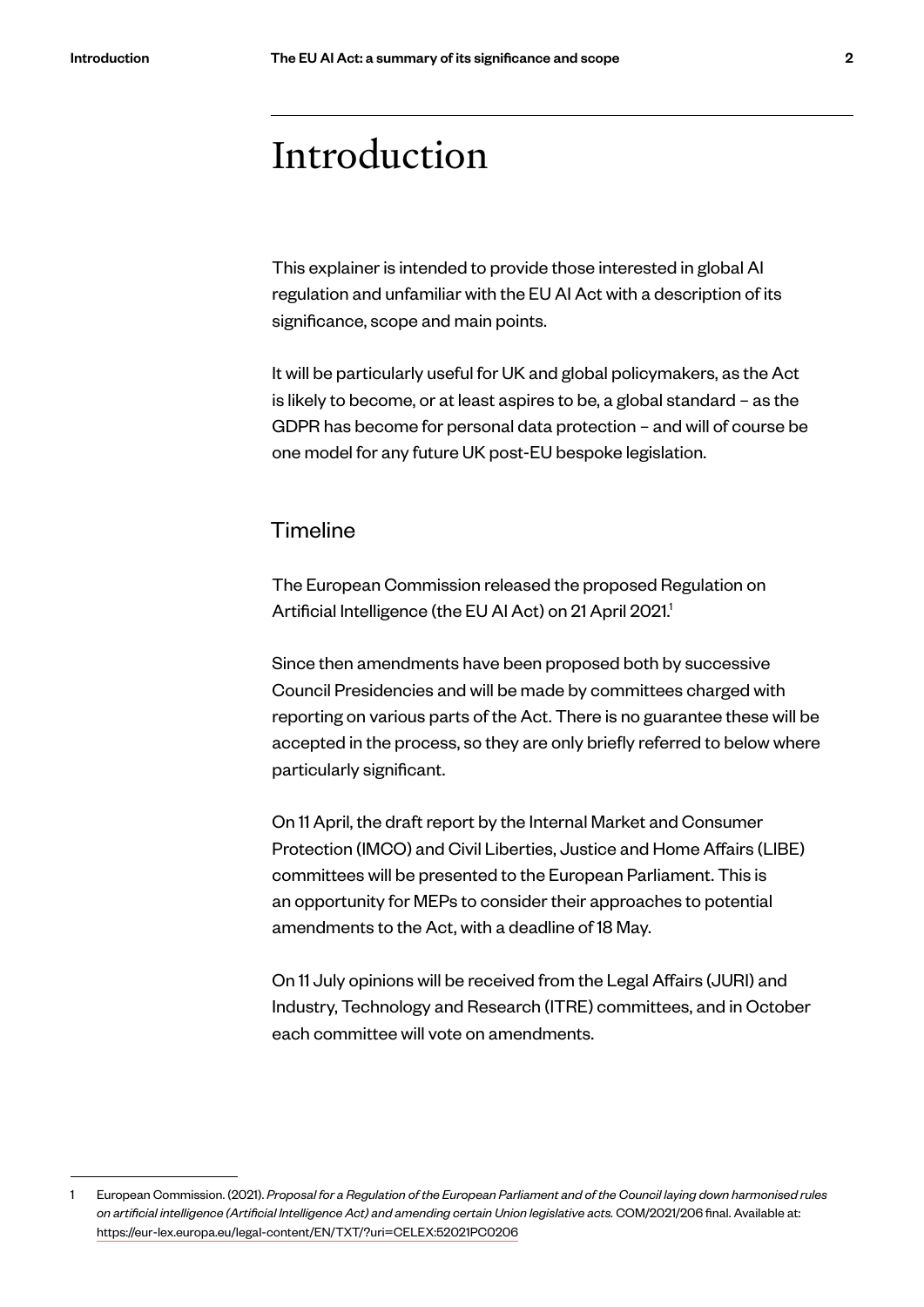# Introduction

This explainer is intended to provide those interested in global AI regulation and unfamiliar with the EU AI Act with a description of its significance, scope and main points.

It will be particularly useful for UK and global policymakers, as the Act is likely to become, or at least aspires to be, a global standard – as the GDPR has become for personal data protection – and will of course be one model for any future UK post-EU bespoke legislation.

## Timeline

The European Commission released the proposed Regulation on Artificial Intelligence (the EU AI Act) on 21 April 2021.[1]

Since then amendments have been proposed both by successive Council Presidencies and will be made by committees charged with reporting on various parts of the Act. There is no guarantee these will be accepted in the process, so they are only briefly referred to below where particularly significant.

On 11 April, the draft report by the Internal Market and Consumer Protection (IMCO) and Civil Liberties, Justice and Home Affairs (LIBE) committees will be presented to the European Parliament. This is an opportunity for MEPs to consider their approaches to potential amendments to the Act, with a deadline of 18 May.

On 11 July opinions will be received from the Legal Affairs (JURI) and Industry, Technology and Research (ITRE) committees, and in October each committee will vote on amendments.

---

1 European Commission. (2021). *Proposal for a Regulation of the European Parliament and of the Council laying down harmonised rules on artificial intelligence (Artificial Intelligence Act) and amending certain Union legislative acts.* COM/2021/206 final. Available at: https://eur-lex.europa.eu/legal-content/EN/TXT/?uri=CELEX:52021PC0206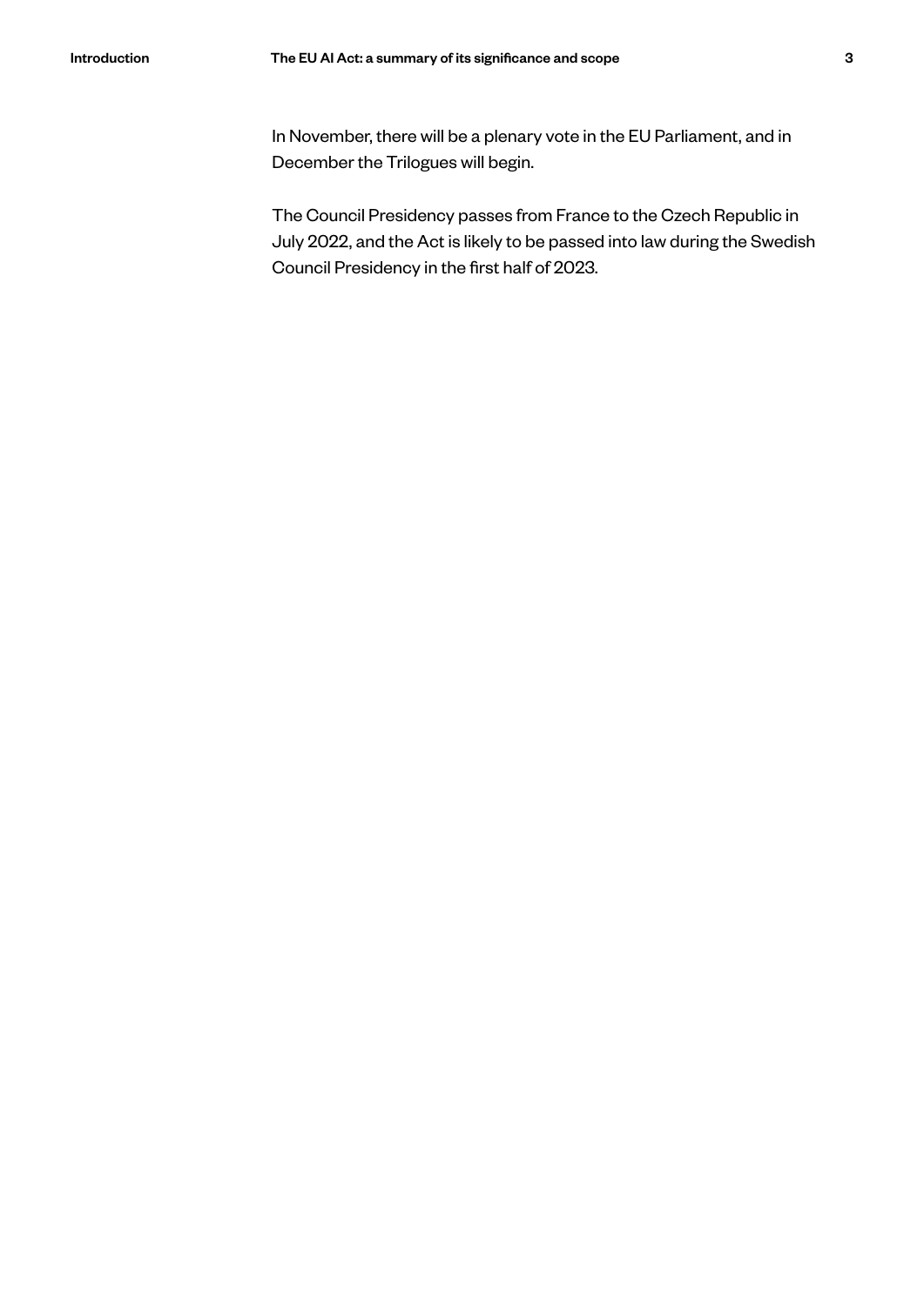In November, there will be a plenary vote in the EU Parliament, and in December the Trilogues will begin.

The Council Presidency passes from France to the Czech Republic in July 2022, and the Act is likely to be passed into law during the Swedish Council Presidency in the first half of 2023.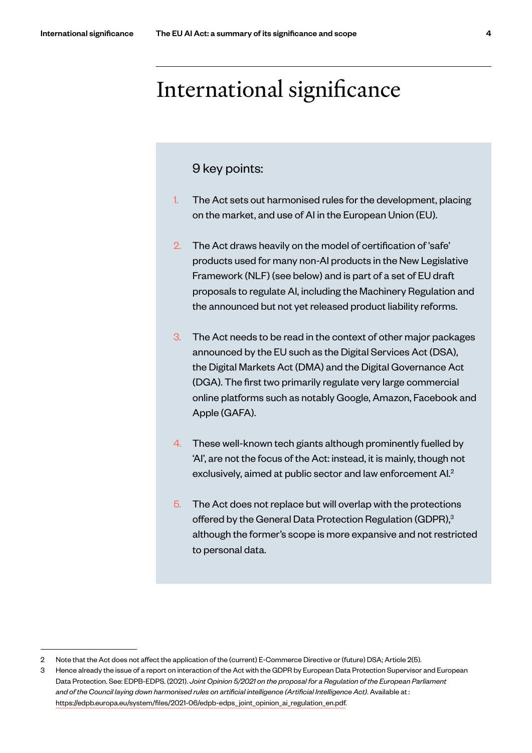# International significance

9 key points:

1. The Act sets out harmonised rules for the development, placing on the market, and use of AI in the European Union (EU).

2. The Act draws heavily on the model of certification of 'safe' products used for many non-AI products in the New Legislative Framework (NLF) (see below) and is part of a set of EU draft proposals to regulate AI, including the Machinery Regulation and the announced but not yet released product liability reforms.

3. The Act needs to be read in the context of other major packages announced by the EU such as the Digital Services Act (DSA), the Digital Markets Act (DMA) and the Digital Governance Act (DGA). The first two primarily regulate very large commercial online platforms such as notably Google, Amazon, Facebook and Apple (GAFA).

4. These well-known tech giants although prominently fuelled by 'AI', are not the focus of the Act: instead, it is mainly, though not exclusively, aimed at public sector and law enforcement AI.[2]

5. The Act does not replace but will overlap with the protections offered by the General Data Protection Regulation (GDPR),[3] although the former's scope is more expansive and not restricted to personal data.

---

2 Note that the Act does not affect the application of the (current) E-Commerce Directive or (future) DSA; Article 2(5).

3 Hence already the issue of a report on interaction of the Act with the GDPR by European Data Protection Supervisor and European Data Protection. See: EDPB-EDPS. (2021). *Joint Opinion 5/2021 on the proposal for a Regulation of the European Parliament and of the Council laying down harmonised rules on artificial intelligence (Artificial Intelligence Act)*. Available at : https://edpb.europa.eu/system/files/2021-06/edpb-edps_joint_opinion_ai_regulation_en.pdf.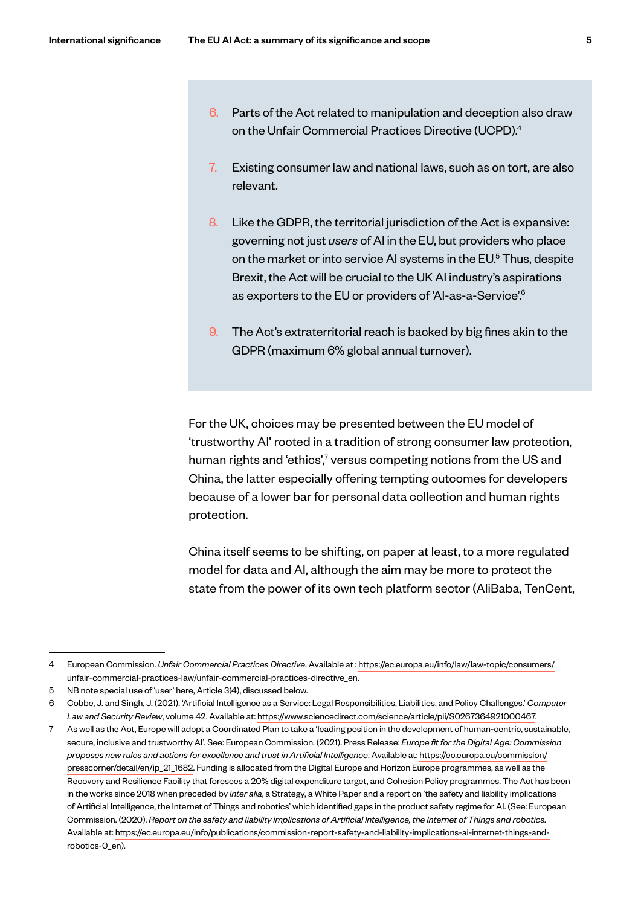6. Parts of the Act related to manipulation and deception also draw on the Unfair Commercial Practices Directive (UCPD).[4]

7. Existing consumer law and national laws, such as on tort, are also relevant.

8. Like the GDPR, the territorial jurisdiction of the Act is expansive: governing not just *users* of AI in the EU, but providers who place on the market or into service AI systems in the EU.[5] Thus, despite Brexit, the Act will be crucial to the UK AI industry's aspirations as exporters to the EU or providers of 'AI-as-a-Service'.[6]

9. The Act's extraterritorial reach is backed by big fines akin to the GDPR (maximum 6% global annual turnover).

For the UK, choices may be presented between the EU model of 'trustworthy AI' rooted in a tradition of strong consumer law protection, human rights and 'ethics',[7] versus competing notions from the US and China, the latter especially offering tempting outcomes for developers because of a lower bar for personal data collection and human rights protection.

China itself seems to be shifting, on paper at least, to a more regulated model for data and AI, although the aim may be more to protect the state from the power of its own tech platform sector (AliBaba, TenCent,

---

4 European Commission. *Unfair Commercial Practices Directive*. Available at : https://ec.europa.eu/info/law/law-topic/consumers/unfair-commercial-practices-law/unfair-commercial-practices-directive_en.

5 NB note special use of 'user' here, Article 3(4), discussed below.

6 Cobbe, J. and Singh, J. (2021). 'Artificial Intelligence as a Service: Legal Responsibilities, Liabilities, and Policy Challenges.' *Computer Law and Security Review*, volume 42. Available at: https://www.sciencedirect.com/science/article/pii/S0267364921000467.

7 As well as the Act, Europe will adopt a Coordinated Plan to take a 'leading position in the development of human-centric, sustainable, secure, inclusive and trustworthy AI'. See: European Commission. (2021). Press Release: *Europe fit for the Digital Age: Commission proposes new rules and actions for excellence and trust in Artificial Intelligence*. Available at: https://ec.europa.eu/commission/presscorner/detail/en/ip_21_1682. Funding is allocated from the Digital Europe and Horizon Europe programmes, as well as the Recovery and Resilience Facility that foresees a 20% digital expenditure target, and Cohesion Policy programmes. The Act has been in the works since 2018 when preceded by *inter alia*, a Strategy, a White Paper and a report on 'the safety and liability implications of Artificial Intelligence, the Internet of Things and robotics' which identified gaps in the product safety regime for AI. (See: European Commission. (2020). *Report on the safety and liability implications of Artificial Intelligence, the Internet of Things and robotics*. Available at: https://ec.europa.eu/info/publications/commission-report-safety-and-liability-implications-ai-internet-things-and-robotics-0_en).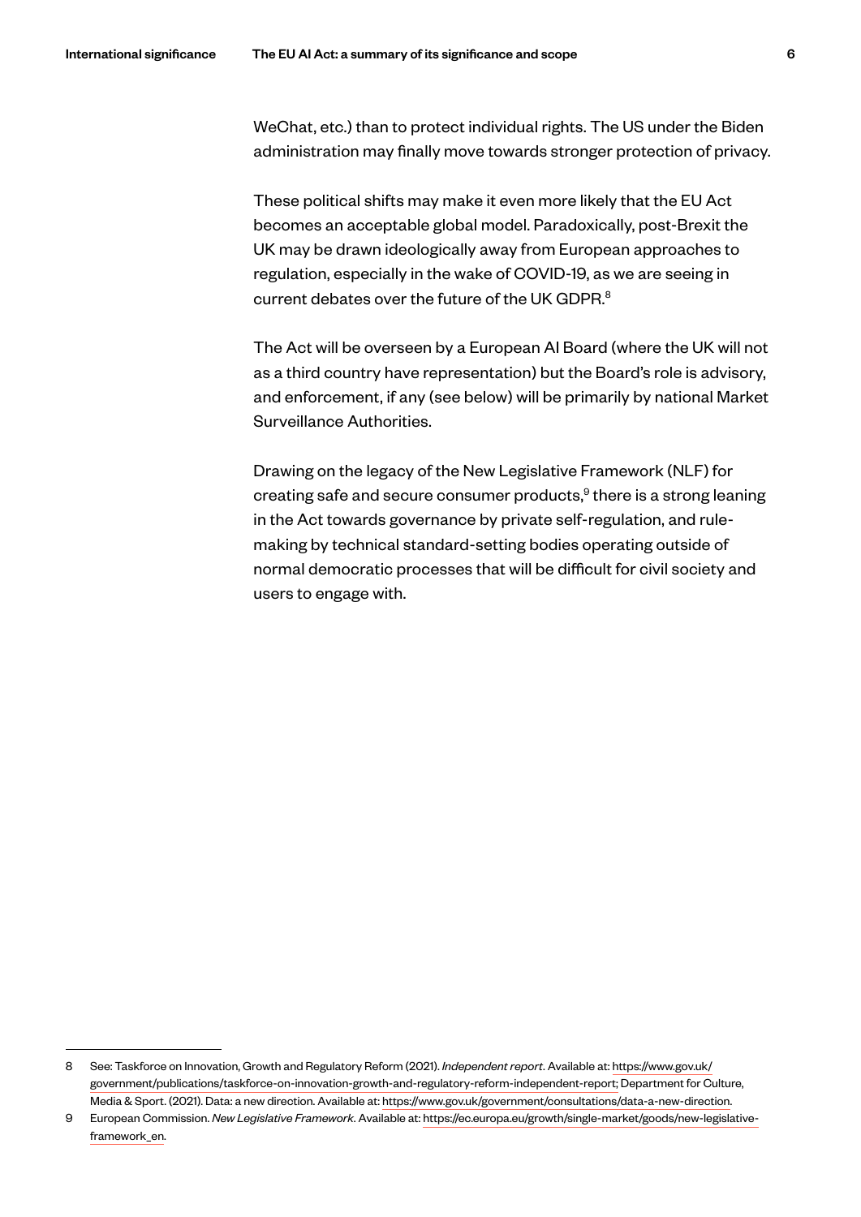WeChat, etc.) than to protect individual rights. The US under the Biden administration may finally move towards stronger protection of privacy.

These political shifts may make it even more likely that the EU Act becomes an acceptable global model. Paradoxically, post-Brexit the UK may be drawn ideologically away from European approaches to regulation, especially in the wake of COVID-19, as we are seeing in current debates over the future of the UK GDPR.[8]

The Act will be overseen by a European AI Board (where the UK will not as a third country have representation) but the Board's role is advisory, and enforcement, if any (see below) will be primarily by national Market Surveillance Authorities.

Drawing on the legacy of the New Legislative Framework (NLF) for creating safe and secure consumer products,[9] there is a strong leaning in the Act towards governance by private self-regulation, and rule-making by technical standard-setting bodies operating outside of normal democratic processes that will be difficult for civil society and users to engage with.

---

8 See: Taskforce on Innovation, Growth and Regulatory Reform (2021). *Independent report*. Available at: https://www.gov.uk/government/publications/taskforce-on-innovation-growth-and-regulatory-reform-independent-report; Department for Culture, Media & Sport. (2021). Data: a new direction. Available at: https://www.gov.uk/government/consultations/data-a-new-direction.

9 European Commission. *New Legislative Framework*. Available at: https://ec.europa.eu/growth/single-market/goods/new-legislative-framework_en.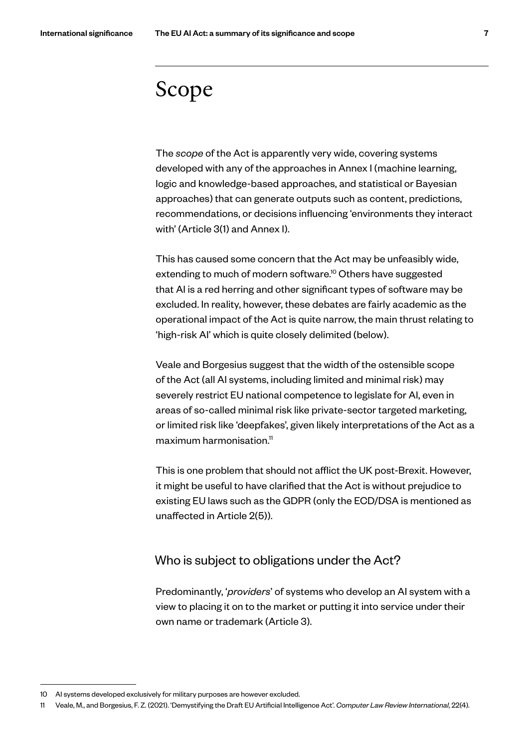# Scope

The *scope* of the Act is apparently very wide, covering systems developed with any of the approaches in Annex I (machine learning, logic and knowledge-based approaches, and statistical or Bayesian approaches) that can generate outputs such as content, predictions, recommendations, or decisions influencing 'environments they interact with' (Article 3(1) and Annex I).

This has caused some concern that the Act may be unfeasibly wide, extending to much of modern software.[10] Others have suggested that AI is a red herring and other significant types of software may be excluded. In reality, however, these debates are fairly academic as the operational impact of the Act is quite narrow, the main thrust relating to 'high-risk AI' which is quite closely delimited (below).

Veale and Borgesius suggest that the width of the ostensible scope of the Act (all AI systems, including limited and minimal risk) may severely restrict EU national competence to legislate for AI, even in areas of so-called minimal risk like private-sector targeted marketing, or limited risk like 'deepfakes', given likely interpretations of the Act as a maximum harmonisation.[11]

This is one problem that should not afflict the UK post-Brexit. However, it might be useful to have clarified that the Act is without prejudice to existing EU laws such as the GDPR (only the ECD/DSA is mentioned as unaffected in Article 2(5)).

## Who is subject to obligations under the Act?

Predominantly, '*providers*' of systems who develop an AI system with a view to placing it on to the market or putting it into service under their own name or trademark (Article 3).

---

10 AI systems developed exclusively for military purposes are however excluded.

11 Veale, M., and Borgesius, F. Z. (2021). 'Demystifying the Draft EU Artificial Intelligence Act'. *Computer Law Review International*, 22(4).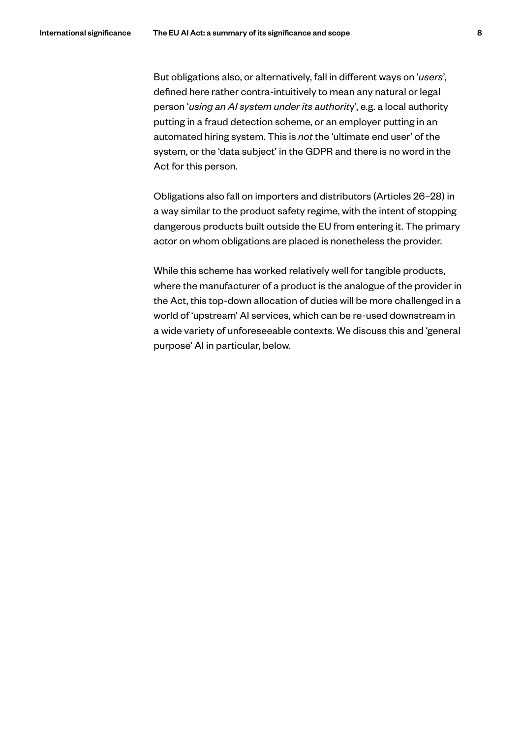But obligations also, or alternatively, fall in different ways on '*users*', defined here rather contra-intuitively to mean any natural or legal person '*using an AI system under its authority*', e.g. a local authority putting in a fraud detection scheme, or an employer putting in an automated hiring system. This is *not* the 'ultimate end user' of the system, or the 'data subject' in the GDPR and there is no word in the Act for this person.

Obligations also fall on importers and distributors (Articles 26–28) in a way similar to the product safety regime, with the intent of stopping dangerous products built outside the EU from entering it. The primary actor on whom obligations are placed is nonetheless the provider.

While this scheme has worked relatively well for tangible products, where the manufacturer of a product is the analogue of the provider in the Act, this top-down allocation of duties will be more challenged in a world of 'upstream' AI services, which can be re-used downstream in a wide variety of unforeseeable contexts. We discuss this and 'general purpose' AI in particular, below.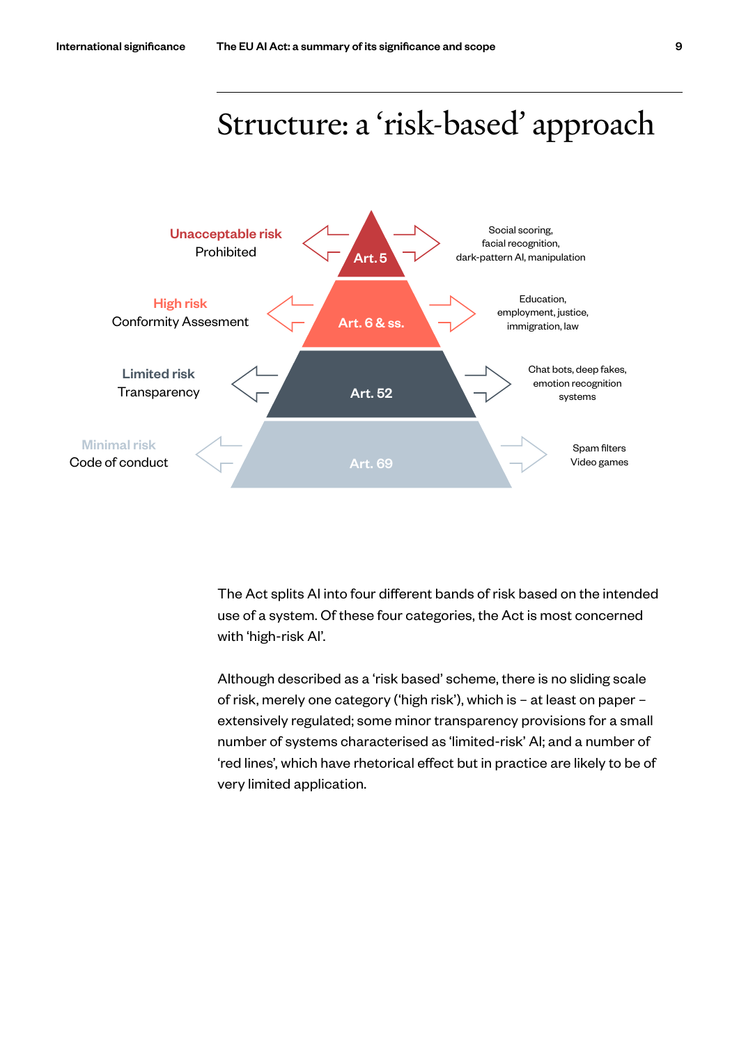# Structure: a 'risk-based' approach

| Risk level | | Article | Examples |
|---|---|---|---|
| Unacceptable risk | Prohibited | Art. 5 | Social scoring, facial recognition, dark-pattern AI, manipulation |
| High risk | Conformity Assesment | Art. 6 & ss. | Education, employment, justice, immigration, law |
| Limited risk | Transparency | Art. 52 | Chat bots, deep fakes, emotion recognition systems |
| Minimal risk | Code of conduct | Art. 69 | Spam filters, Video games |

The Act splits AI into four different bands of risk based on the intended use of a system. Of these four categories, the Act is most concerned with 'high-risk AI'.

Although described as a 'risk based' scheme, there is no sliding scale of risk, merely one category ('high risk'), which is – at least on paper – extensively regulated; some minor transparency provisions for a small number of systems characterised as 'limited-risk' AI; and a number of 'red lines', which have rhetorical effect but in practice are likely to be of very limited application.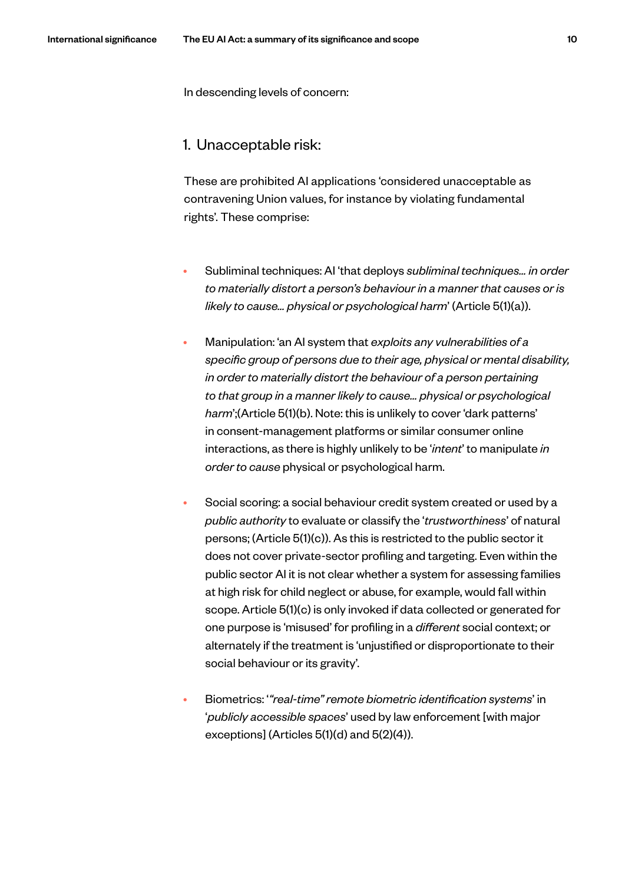In descending levels of concern:

## 1. Unacceptable risk:

These are prohibited AI applications 'considered unacceptable as contravening Union values, for instance by violating fundamental rights'. These comprise:

- Subliminal techniques: AI 'that deploys *subliminal techniques… in order to materially distort a person's behaviour in a manner that causes or is likely to cause… physical or psychological harm*' (Article 5(1)(a)).
- Manipulation: 'an AI system that *exploits any vulnerabilities of a specific group of persons due to their age, physical or mental disability, in order to materially distort the behaviour of a person pertaining to that group in a manner likely to cause… physical or psychological harm*';(Article 5(1)(b). Note: this is unlikely to cover 'dark patterns' in consent-management platforms or similar consumer online interactions, as there is highly unlikely to be '*intent*' to manipulate *in order to cause* physical or psychological harm.
- Social scoring: a social behaviour credit system created or used by a *public authority* to evaluate or classify the '*trustworthiness*' of natural persons; (Article 5(1)(c)). As this is restricted to the public sector it does not cover private-sector profiling and targeting. Even within the public sector AI it is not clear whether a system for assessing families at high risk for child neglect or abuse, for example, would fall within scope. Article 5(1)(c) is only invoked if data collected or generated for one purpose is 'misused' for profiling in a *different* social context; or alternately if the treatment is 'unjustified or disproportionate to their social behaviour or its gravity'.
- Biometrics: '*"real-time" remote biometric identification systems*' in '*publicly accessible spaces*' used by law enforcement [with major exceptions] (Articles 5(1)(d) and 5(2)(4)).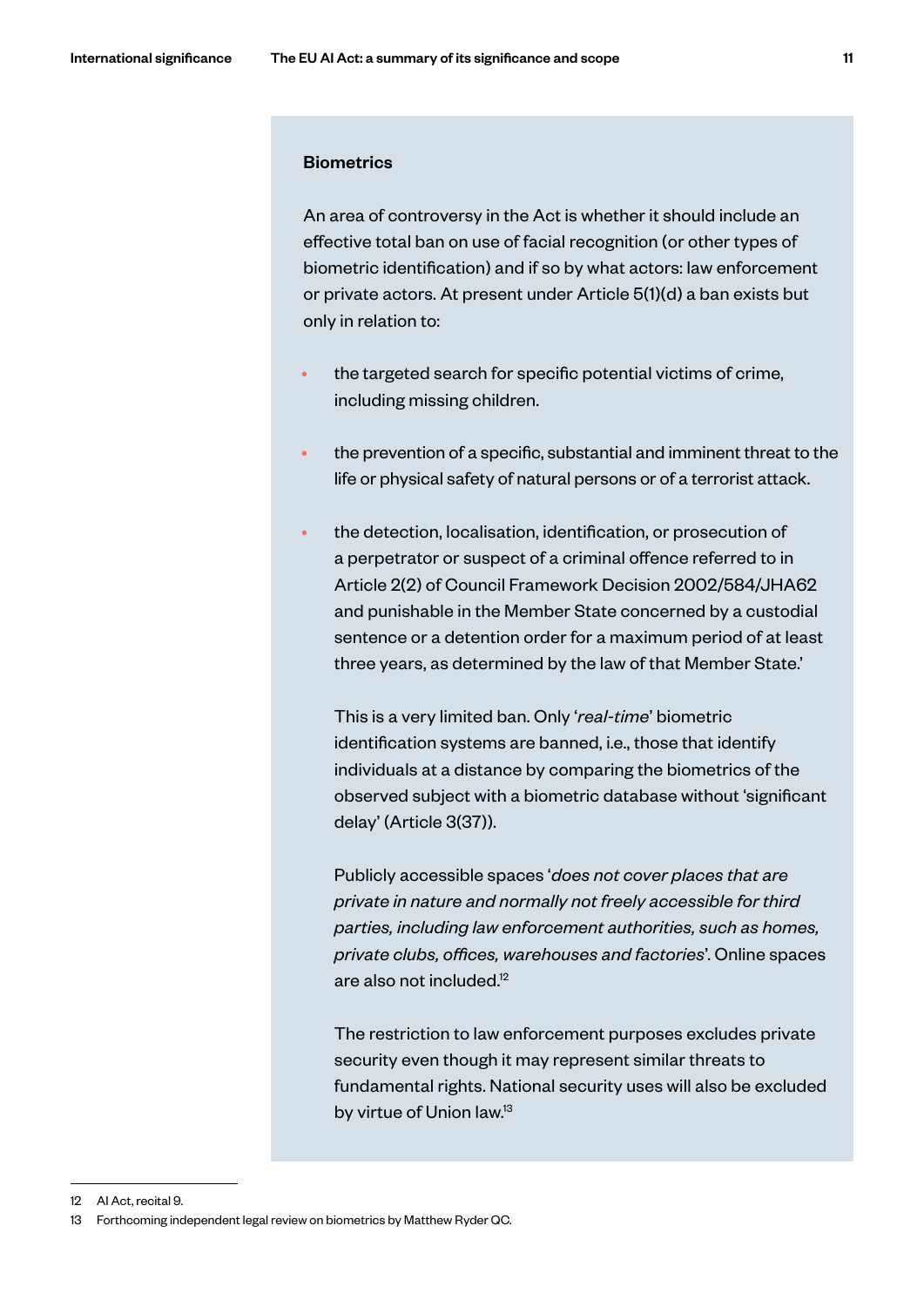### Biometrics

An area of controversy in the Act is whether it should include an effective total ban on use of facial recognition (or other types of biometric identification) and if so by what actors: law enforcement or private actors. At present under Article 5(1)(d) a ban exists but only in relation to:

- the targeted search for specific potential victims of crime, including missing children.
- the prevention of a specific, substantial and imminent threat to the life or physical safety of natural persons or of a terrorist attack.
- the detection, localisation, identification, or prosecution of a perpetrator or suspect of a criminal offence referred to in Article 2(2) of Council Framework Decision 2002/584/JHA62 and punishable in the Member State concerned by a custodial sentence or a detention order for a maximum period of at least three years, as determined by the law of that Member State.'

  This is a very limited ban. Only '*real-time*' biometric identification systems are banned, i.e., those that identify individuals at a distance by comparing the biometrics of the observed subject with a biometric database without 'significant delay' (Article 3(37)).

  Publicly accessible spaces '*does not cover places that are private in nature and normally not freely accessible for third parties, including law enforcement authorities, such as homes, private clubs, offices, warehouses and factories*'. Online spaces are also not included.[12]

  The restriction to law enforcement purposes excludes private security even though it may represent similar threats to fundamental rights. National security uses will also be excluded by virtue of Union law.[13]

---

12 AI Act, recital 9.

13 Forthcoming independent legal review on biometrics by Matthew Ryder QC.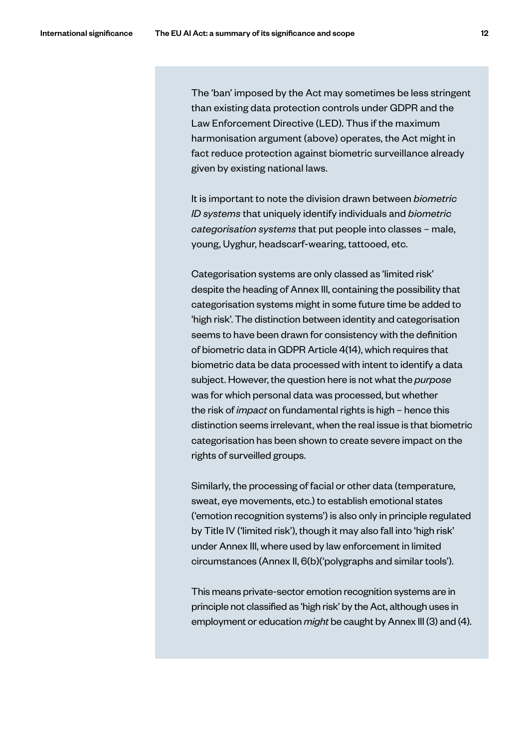The 'ban' imposed by the Act may sometimes be less stringent than existing data protection controls under GDPR and the Law Enforcement Directive (LED). Thus if the maximum harmonisation argument (above) operates, the Act might in fact reduce protection against biometric surveillance already given by existing national laws.

It is important to note the division drawn between *biometric ID systems* that uniquely identify individuals and *biometric categorisation systems* that put people into classes – male, young, Uyghur, headscarf-wearing, tattooed, etc.

Categorisation systems are only classed as 'limited risk' despite the heading of Annex III, containing the possibility that categorisation systems might in some future time be added to 'high risk'. The distinction between identity and categorisation seems to have been drawn for consistency with the definition of biometric data in GDPR Article 4(14), which requires that biometric data be data processed with intent to identify a data subject. However, the question here is not what the *purpose* was for which personal data was processed, but whether the risk of *impact* on fundamental rights is high – hence this distinction seems irrelevant, when the real issue is that biometric categorisation has been shown to create severe impact on the rights of surveilled groups.

Similarly, the processing of facial or other data (temperature, sweat, eye movements, etc.) to establish emotional states ('emotion recognition systems') is also only in principle regulated by Title IV ('limited risk'), though it may also fall into 'high risk' under Annex III, where used by law enforcement in limited circumstances (Annex II, 6(b)('polygraphs and similar tools').

This means private-sector emotion recognition systems are in principle not classified as 'high risk' by the Act, although uses in employment or education *might* be caught by Annex III (3) and (4).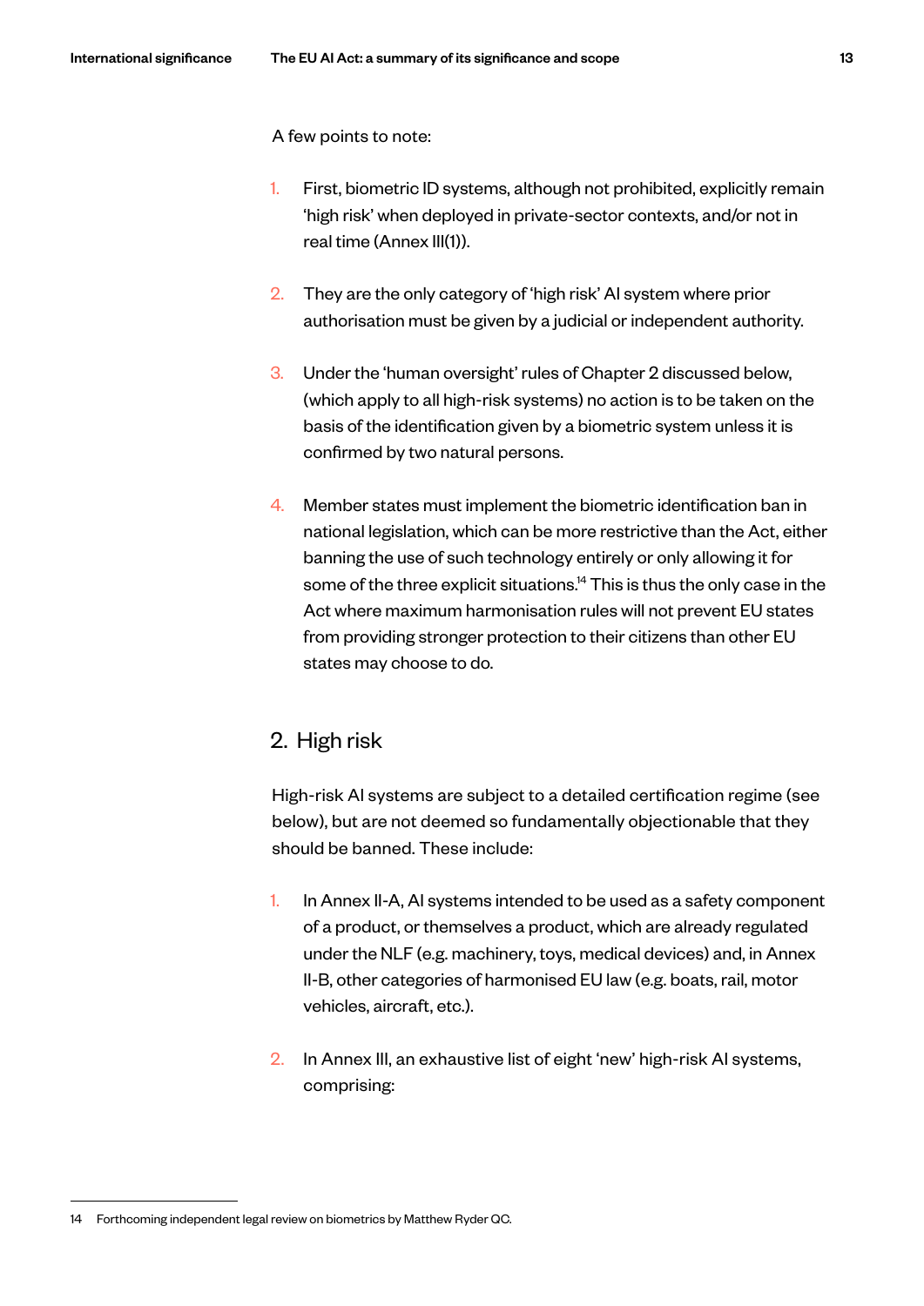A few points to note:

1. First, biometric ID systems, although not prohibited, explicitly remain 'high risk' when deployed in private-sector contexts, and/or not in real time (Annex III(1)).
2. They are the only category of 'high risk' AI system where prior authorisation must be given by a judicial or independent authority.
3. Under the 'human oversight' rules of Chapter 2 discussed below, (which apply to all high-risk systems) no action is to be taken on the basis of the identification given by a biometric system unless it is confirmed by two natural persons.
4. Member states must implement the biometric identification ban in national legislation, which can be more restrictive than the Act, either banning the use of such technology entirely or only allowing it for some of the three explicit situations.[14] This is thus the only case in the Act where maximum harmonisation rules will not prevent EU states from providing stronger protection to their citizens than other EU states may choose to do.

## 2. High risk

High-risk AI systems are subject to a detailed certification regime (see below), but are not deemed so fundamentally objectionable that they should be banned. These include:

1. In Annex II-A, AI systems intended to be used as a safety component of a product, or themselves a product, which are already regulated under the NLF (e.g. machinery, toys, medical devices) and, in Annex II-B, other categories of harmonised EU law (e.g. boats, rail, motor vehicles, aircraft, etc.).
2. In Annex III, an exhaustive list of eight 'new' high-risk AI systems, comprising:

---

14 Forthcoming independent legal review on biometrics by Matthew Ryder QC.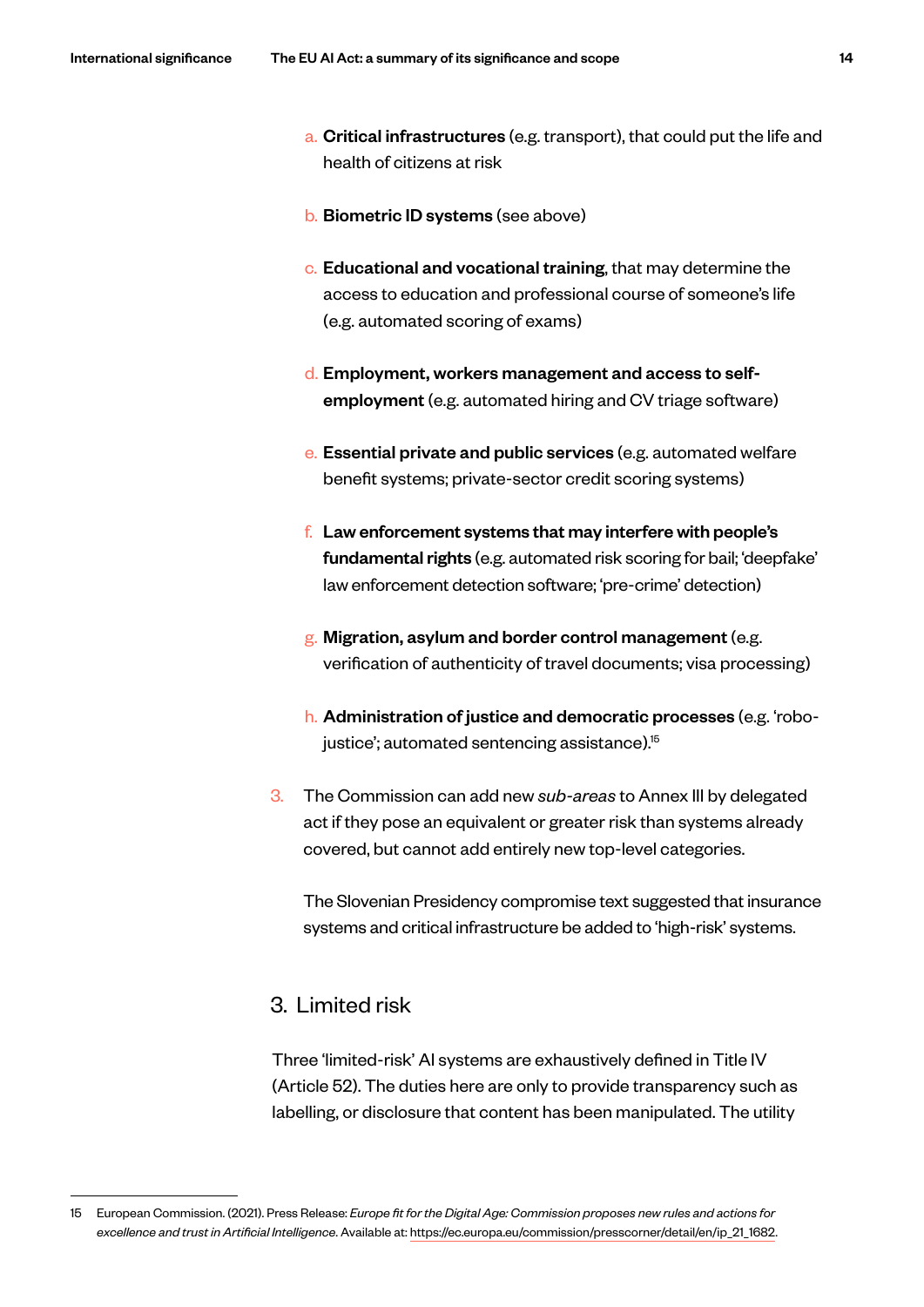a. **Critical infrastructures** (e.g. transport), that could put the life and health of citizens at risk

   b. **Biometric ID systems** (see above)

   c. **Educational and vocational training**, that may determine the access to education and professional course of someone's life (e.g. automated scoring of exams)

   d. **Employment, workers management and access to self-employment** (e.g. automated hiring and CV triage software)

   e. **Essential private and public services** (e.g. automated welfare benefit systems; private-sector credit scoring systems)

   f. **Law enforcement systems that may interfere with people's fundamental rights** (e.g. automated risk scoring for bail; 'deepfake' law enforcement detection software; 'pre-crime' detection)

   g. **Migration, asylum and border control management** (e.g. verification of authenticity of travel documents; visa processing)

   h. **Administration of justice and democratic processes** (e.g. 'robo-justice'; automated sentencing assistance).[15]

3. The Commission can add new *sub-areas* to Annex III by delegated act if they pose an equivalent or greater risk than systems already covered, but cannot add entirely new top-level categories.

   The Slovenian Presidency compromise text suggested that insurance systems and critical infrastructure be added to 'high-risk' systems.

## 3. Limited risk

Three 'limited-risk' AI systems are exhaustively defined in Title IV (Article 52). The duties here are only to provide transparency such as labelling, or disclosure that content has been manipulated. The utility

15 European Commission. (2021). Press Release: *Europe fit for the Digital Age: Commission proposes new rules and actions for excellence and trust in Artificial Intelligence*. Available at: https://ec.europa.eu/commission/presscorner/detail/en/ip_21_1682.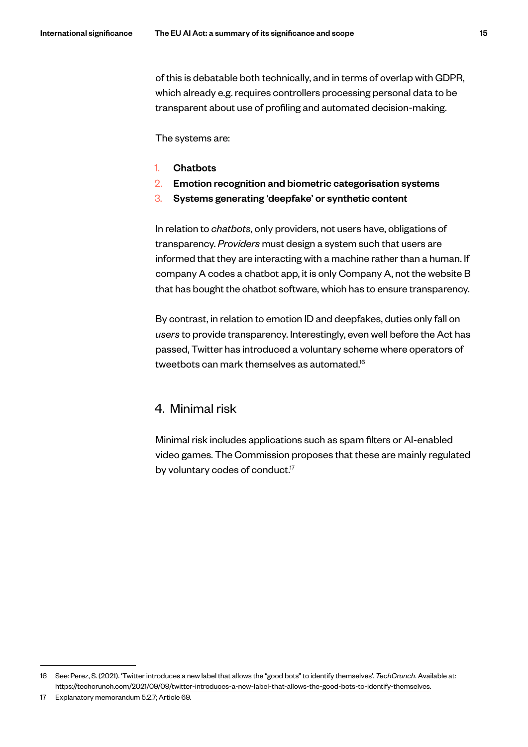of this is debatable both technically, and in terms of overlap with GDPR, which already e.g. requires controllers processing personal data to be transparent about use of profiling and automated decision-making.

The systems are:

1. **Chatbots**
2. **Emotion recognition and biometric categorisation systems**
3. **Systems generating 'deepfake' or synthetic content**

In relation to *chatbots*, only providers, not users have, obligations of transparency. *Providers* must design a system such that users are informed that they are interacting with a machine rather than a human. If company A codes a chatbot app, it is only Company A, not the website B that has bought the chatbot software, which has to ensure transparency.

By contrast, in relation to emotion ID and deepfakes, duties only fall on *users* to provide transparency. Interestingly, even well before the Act has passed, Twitter has introduced a voluntary scheme where operators of tweetbots can mark themselves as automated.[16]

## 4. Minimal risk

Minimal risk includes applications such as spam filters or AI-enabled video games. The Commission proposes that these are mainly regulated by voluntary codes of conduct.[17]

---

16 See: Perez, S. (2021). 'Twitter introduces a new label that allows the "good bots" to identify themselves'. *TechCrunch*. Available at: https://techcrunch.com/2021/09/09/twitter-introduces-a-new-label-that-allows-the-good-bots-to-identify-themselves.

17 Explanatory memorandum 5.2.7; Article 69.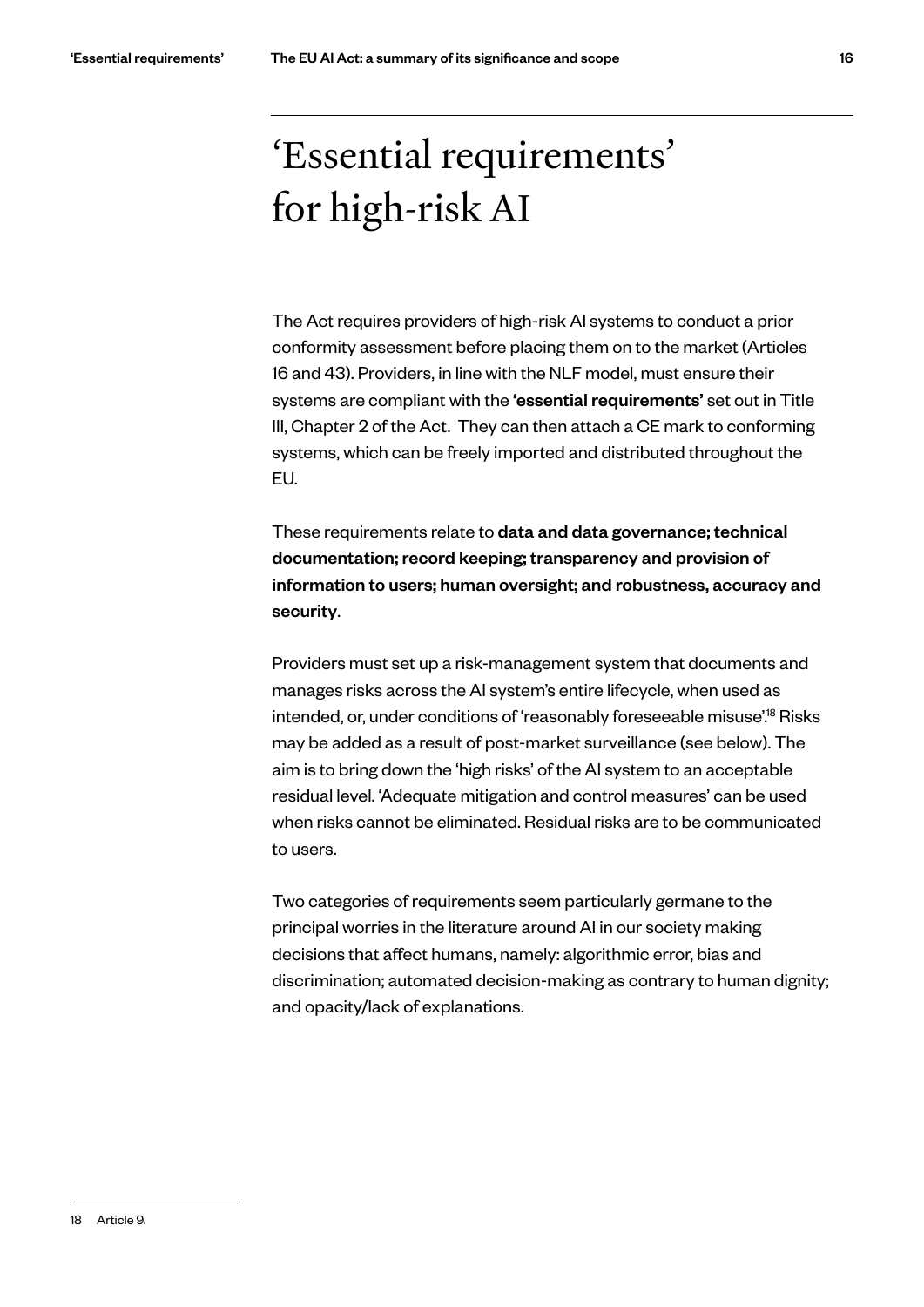# 'Essential requirements' for high-risk AI

The Act requires providers of high-risk AI systems to conduct a prior conformity assessment before placing them on to the market (Articles 16 and 43). Providers, in line with the NLF model, must ensure their systems are compliant with the **'essential requirements'** set out in Title III, Chapter 2 of the Act. They can then attach a CE mark to conforming systems, which can be freely imported and distributed throughout the EU.

These requirements relate to **data and data governance; technical documentation; record keeping; transparency and provision of information to users; human oversight; and robustness, accuracy and security**.

Providers must set up a risk-management system that documents and manages risks across the AI system's entire lifecycle, when used as intended, or, under conditions of 'reasonably foreseeable misuse'.[18] Risks may be added as a result of post-market surveillance (see below). The aim is to bring down the 'high risks' of the AI system to an acceptable residual level. 'Adequate mitigation and control measures' can be used when risks cannot be eliminated. Residual risks are to be communicated to users.

Two categories of requirements seem particularly germane to the principal worries in the literature around AI in our society making decisions that affect humans, namely: algorithmic error, bias and discrimination; automated decision-making as contrary to human dignity; and opacity/lack of explanations.

---

18 Article 9.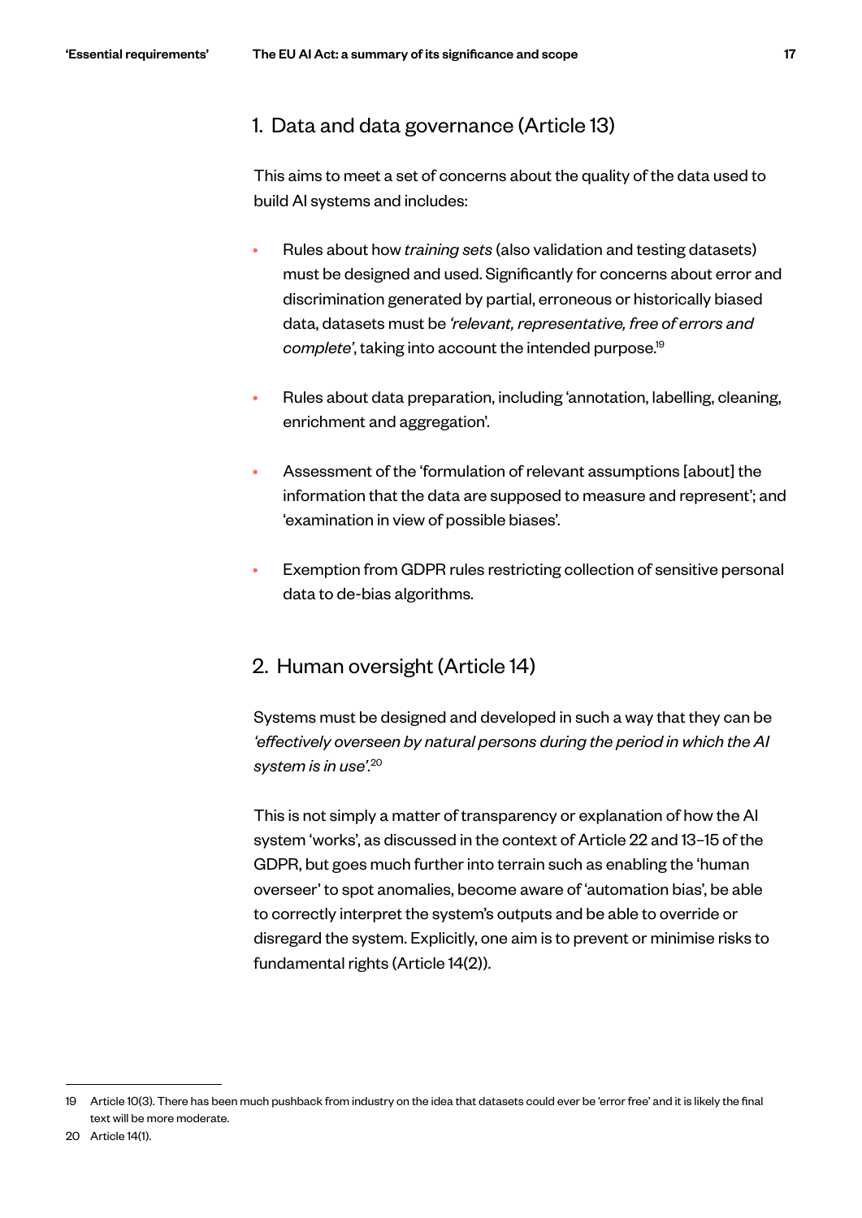## 1. Data and data governance (Article 13)

This aims to meet a set of concerns about the quality of the data used to build AI systems and includes:

- Rules about how *training sets* (also validation and testing datasets) must be designed and used. Significantly for concerns about error and discrimination generated by partial, erroneous or historically biased data, datasets must be *'relevant, representative, free of errors and complete'*, taking into account the intended purpose.[19]
- Rules about data preparation, including 'annotation, labelling, cleaning, enrichment and aggregation'.
- Assessment of the 'formulation of relevant assumptions [about] the information that the data are supposed to measure and represent'; and 'examination in view of possible biases'.
- Exemption from GDPR rules restricting collection of sensitive personal data to de-bias algorithms.

## 2. Human oversight (Article 14)

Systems must be designed and developed in such a way that they can be *'effectively overseen by natural persons during the period in which the AI system is in use'*.[20]

This is not simply a matter of transparency or explanation of how the AI system 'works', as discussed in the context of Article 22 and 13–15 of the GDPR, but goes much further into terrain such as enabling the 'human overseer' to spot anomalies, become aware of 'automation bias', be able to correctly interpret the system's outputs and be able to override or disregard the system. Explicitly, one aim is to prevent or minimise risks to fundamental rights (Article 14(2)).

---

19 Article 10(3). There has been much pushback from industry on the idea that datasets could ever be 'error free' and it is likely the final text will be more moderate.

20 Article 14(1).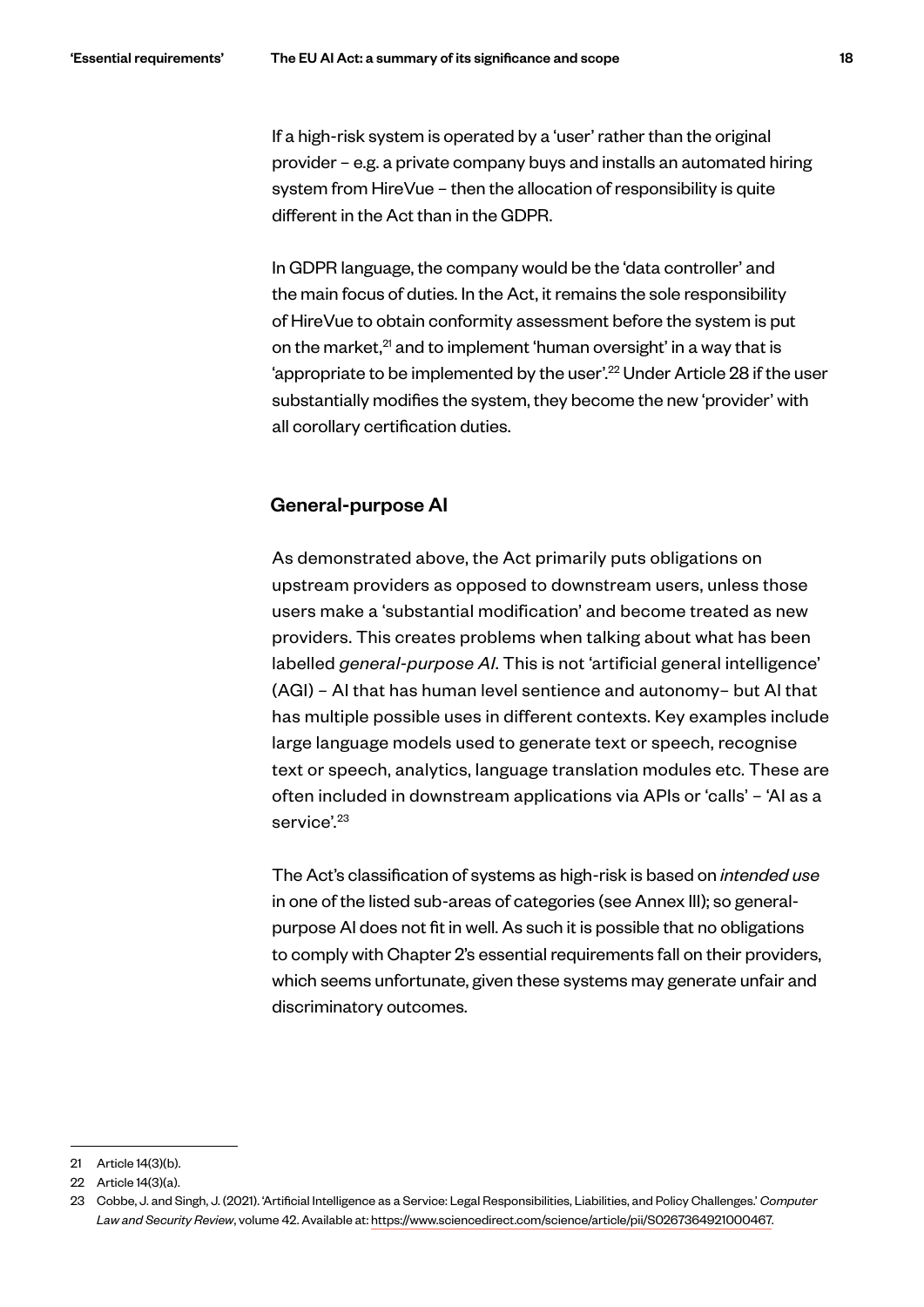If a high-risk system is operated by a 'user' rather than the original provider – e.g. a private company buys and installs an automated hiring system from HireVue – then the allocation of responsibility is quite different in the Act than in the GDPR.

In GDPR language, the company would be the 'data controller' and the main focus of duties. In the Act, it remains the sole responsibility of HireVue to obtain conformity assessment before the system is put on the market,[21] and to implement 'human oversight' in a way that is 'appropriate to be implemented by the user'.[22] Under Article 28 if the user substantially modifies the system, they become the new 'provider' with all corollary certification duties.

## General-purpose AI

As demonstrated above, the Act primarily puts obligations on upstream providers as opposed to downstream users, unless those users make a 'substantial modification' and become treated as new providers. This creates problems when talking about what has been labelled *general-purpose AI*. This is not 'artificial general intelligence' (AGI) – AI that has human level sentience and autonomy– but AI that has multiple possible uses in different contexts. Key examples include large language models used to generate text or speech, recognise text or speech, analytics, language translation modules etc. These are often included in downstream applications via APIs or 'calls' – 'AI as a service'.[23]

The Act's classification of systems as high-risk is based on *intended use* in one of the listed sub-areas of categories (see Annex III); so general-purpose AI does not fit in well. As such it is possible that no obligations to comply with Chapter 2's essential requirements fall on their providers, which seems unfortunate, given these systems may generate unfair and discriminatory outcomes.

---

21 Article 14(3)(b).

22 Article 14(3)(a).

23 Cobbe, J. and Singh, J. (2021). 'Artificial Intelligence as a Service: Legal Responsibilities, Liabilities, and Policy Challenges.' *Computer Law and Security Review*, volume 42. Available at: https://www.sciencedirect.com/science/article/pii/S0267364921000467.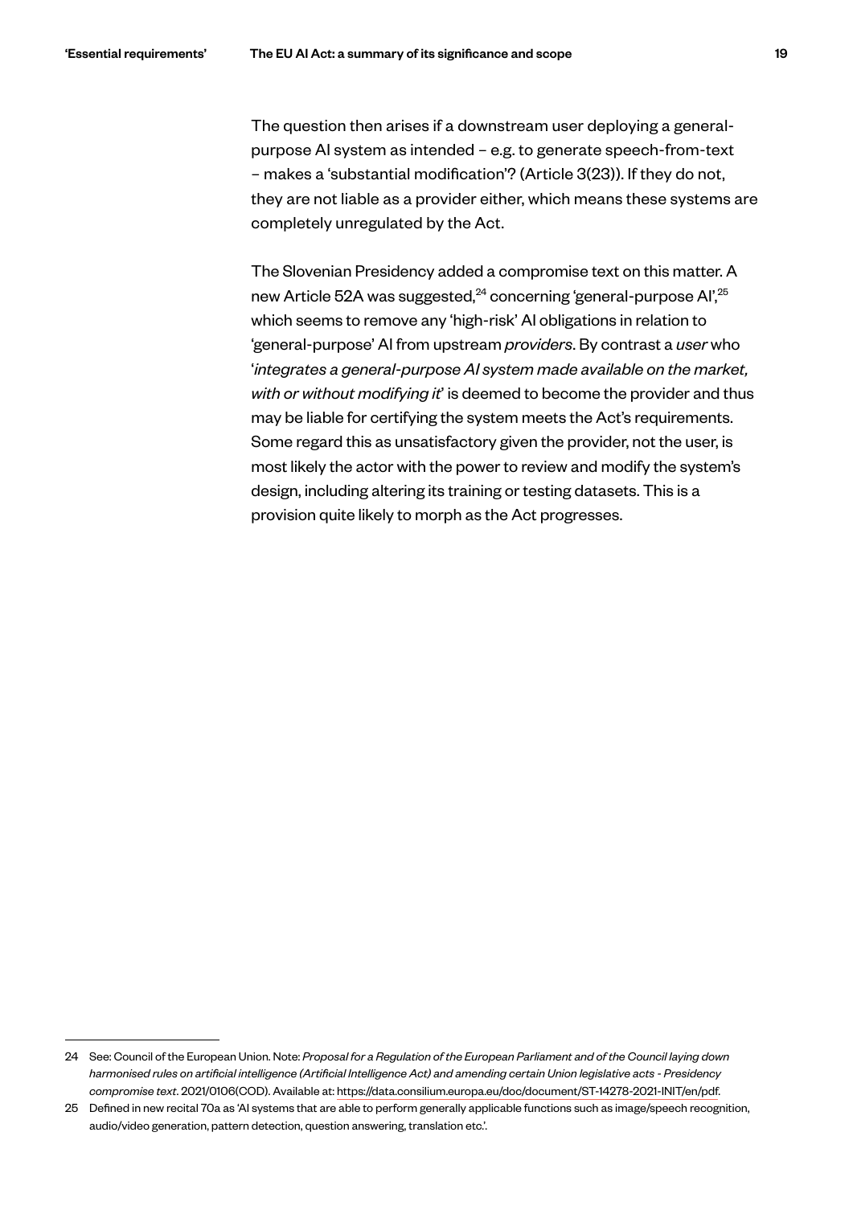The question then arises if a downstream user deploying a general-purpose AI system as intended – e.g. to generate speech-from-text – makes a 'substantial modification'? (Article 3(23)). If they do not, they are not liable as a provider either, which means these systems are completely unregulated by the Act.

The Slovenian Presidency added a compromise text on this matter. A new Article 52A was suggested,[24] concerning 'general-purpose AI',[25] which seems to remove any 'high-risk' AI obligations in relation to 'general-purpose' AI from upstream *providers*. By contrast a *user* who '*integrates a general-purpose AI system made available on the market, with or without modifying it*' is deemed to become the provider and thus may be liable for certifying the system meets the Act's requirements. Some regard this as unsatisfactory given the provider, not the user, is most likely the actor with the power to review and modify the system's design, including altering its training or testing datasets. This is a provision quite likely to morph as the Act progresses.

---

24 See: Council of the European Union. Note: *Proposal for a Regulation of the European Parliament and of the Council laying down harmonised rules on artificial intelligence (Artificial Intelligence Act) and amending certain Union legislative acts - Presidency compromise text*. 2021/0106(COD). Available at: https://data.consilium.europa.eu/doc/document/ST-14278-2021-INIT/en/pdf.

25 Defined in new recital 70a as 'AI systems that are able to perform generally applicable functions such as image/speech recognition, audio/video generation, pattern detection, question answering, translation etc.'.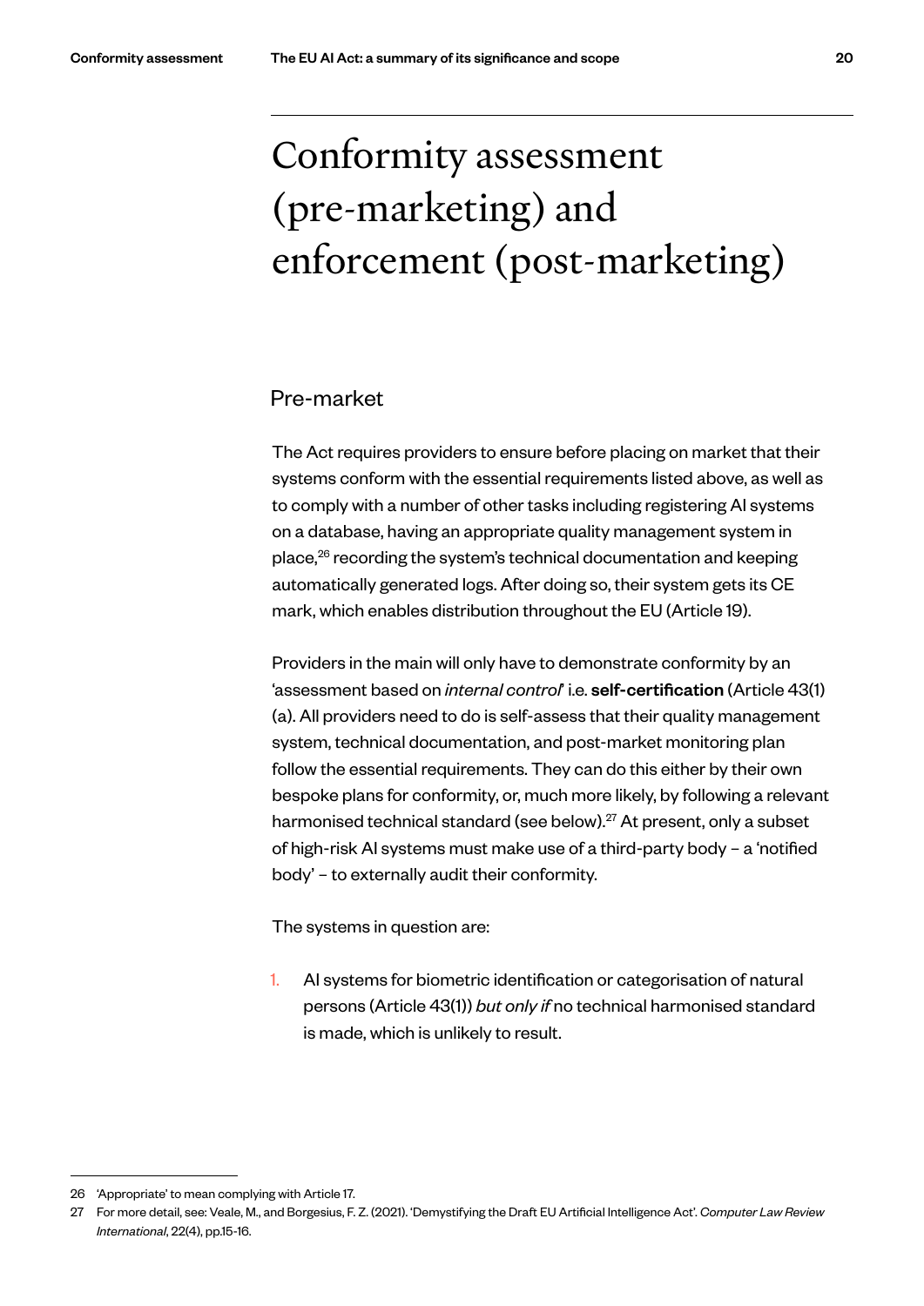# Conformity assessment (pre-marketing) and enforcement (post-marketing)

## Pre-market

The Act requires providers to ensure before placing on market that their systems conform with the essential requirements listed above, as well as to comply with a number of other tasks including registering AI systems on a database, having an appropriate quality management system in place,[26] recording the system's technical documentation and keeping automatically generated logs. After doing so, their system gets its CE mark, which enables distribution throughout the EU (Article 19).

Providers in the main will only have to demonstrate conformity by an 'assessment based on *internal control*' i.e. **self-certification** (Article 43(1)(a). All providers need to do is self-assess that their quality management system, technical documentation, and post-market monitoring plan follow the essential requirements. They can do this either by their own bespoke plans for conformity, or, much more likely, by following a relevant harmonised technical standard (see below).[27] At present, only a subset of high-risk AI systems must make use of a third-party body – a 'notified body' – to externally audit their conformity.

The systems in question are:

1. AI systems for biometric identification or categorisation of natural persons (Article 43(1)) *but only if* no technical harmonised standard is made, which is unlikely to result.

---

26 'Appropriate' to mean complying with Article 17.

27 For more detail, see: Veale, M., and Borgesius, F. Z. (2021). 'Demystifying the Draft EU Artificial Intelligence Act'. *Computer Law Review International*, 22(4), pp.15-16.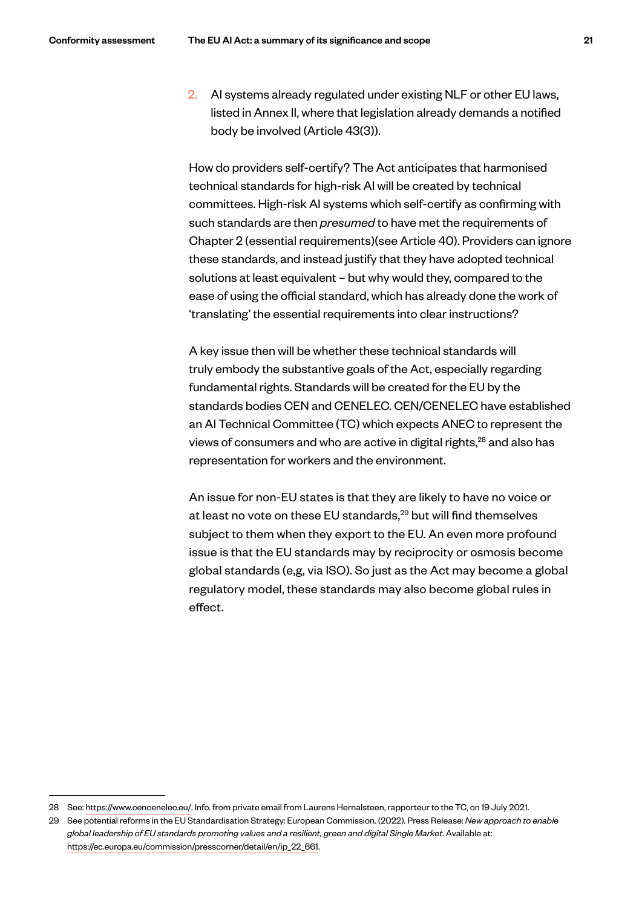2. AI systems already regulated under existing NLF or other EU laws, listed in Annex II, where that legislation already demands a notified body be involved (Article 43(3)).

How do providers self-certify? The Act anticipates that harmonised technical standards for high-risk AI will be created by technical committees. High-risk AI systems which self-certify as confirming with such standards are then *presumed* to have met the requirements of Chapter 2 (essential requirements)(see Article 40). Providers can ignore these standards, and instead justify that they have adopted technical solutions at least equivalent – but why would they, compared to the ease of using the official standard, which has already done the work of 'translating' the essential requirements into clear instructions?

A key issue then will be whether these technical standards will truly embody the substantive goals of the Act, especially regarding fundamental rights. Standards will be created for the EU by the standards bodies CEN and CENELEC. CEN/CENELEC have established an AI Technical Committee (TC) which expects ANEC to represent the views of consumers and who are active in digital rights,[28] and also has representation for workers and the environment.

An issue for non-EU states is that they are likely to have no voice or at least no vote on these EU standards,[29] but will find themselves subject to them when they export to the EU. An even more profound issue is that the EU standards may by reciprocity or osmosis become global standards (e,g, via ISO). So just as the Act may become a global regulatory model, these standards may also become global rules in effect.

---

28 See: https://www.cencenelec.eu/. Info. from private email from Laurens Hernalsteen, rapporteur to the TC, on 19 July 2021.

29 See potential reforms in the EU Standardisation Strategy: European Commission. (2022). Press Release: *New approach to enable global leadership of EU standards promoting values and a resilient, green and digital Single Market*. Available at: https://ec.europa.eu/commission/presscorner/detail/en/ip_22_661.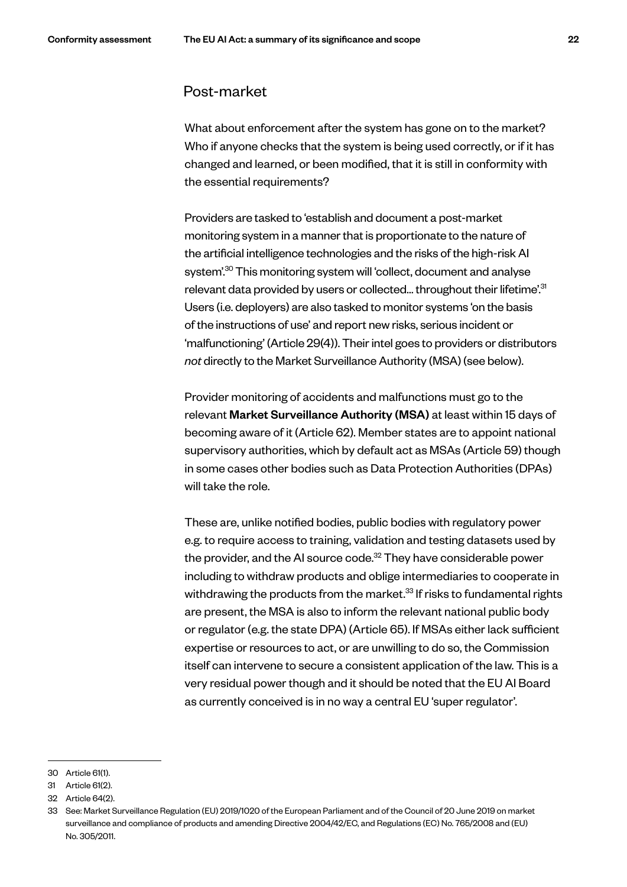## Post-market

What about enforcement after the system has gone on to the market? Who if anyone checks that the system is being used correctly, or if it has changed and learned, or been modified, that it is still in conformity with the essential requirements?

Providers are tasked to 'establish and document a post-market monitoring system in a manner that is proportionate to the nature of the artificial intelligence technologies and the risks of the high-risk AI system'.[30] This monitoring system will 'collect, document and analyse relevant data provided by users or collected... throughout their lifetime'.[31] Users (i.e. deployers) are also tasked to monitor systems 'on the basis of the instructions of use' and report new risks, serious incident or 'malfunctioning' (Article 29(4)). Their intel goes to providers or distributors *not* directly to the Market Surveillance Authority (MSA) (see below).

Provider monitoring of accidents and malfunctions must go to the relevant **Market Surveillance Authority (MSA)** at least within 15 days of becoming aware of it (Article 62). Member states are to appoint national supervisory authorities, which by default act as MSAs (Article 59) though in some cases other bodies such as Data Protection Authorities (DPAs) will take the role.

These are, unlike notified bodies, public bodies with regulatory power e.g. to require access to training, validation and testing datasets used by the provider, and the AI source code.[32] They have considerable power including to withdraw products and oblige intermediaries to cooperate in withdrawing the products from the market.[33] If risks to fundamental rights are present, the MSA is also to inform the relevant national public body or regulator (e.g. the state DPA) (Article 65). If MSAs either lack sufficient expertise or resources to act, or are unwilling to do so, the Commission itself can intervene to secure a consistent application of the law. This is a very residual power though and it should be noted that the EU AI Board as currently conceived is in no way a central EU 'super regulator'.

---

30 Article 61(1).

31 Article 61(2).

32 Article 64(2).

33 See: Market Surveillance Regulation (EU) 2019/1020 of the European Parliament and of the Council of 20 June 2019 on market surveillance and compliance of products and amending Directive 2004/42/EC, and Regulations (EC) No. 765/2008 and (EU) No. 305/2011.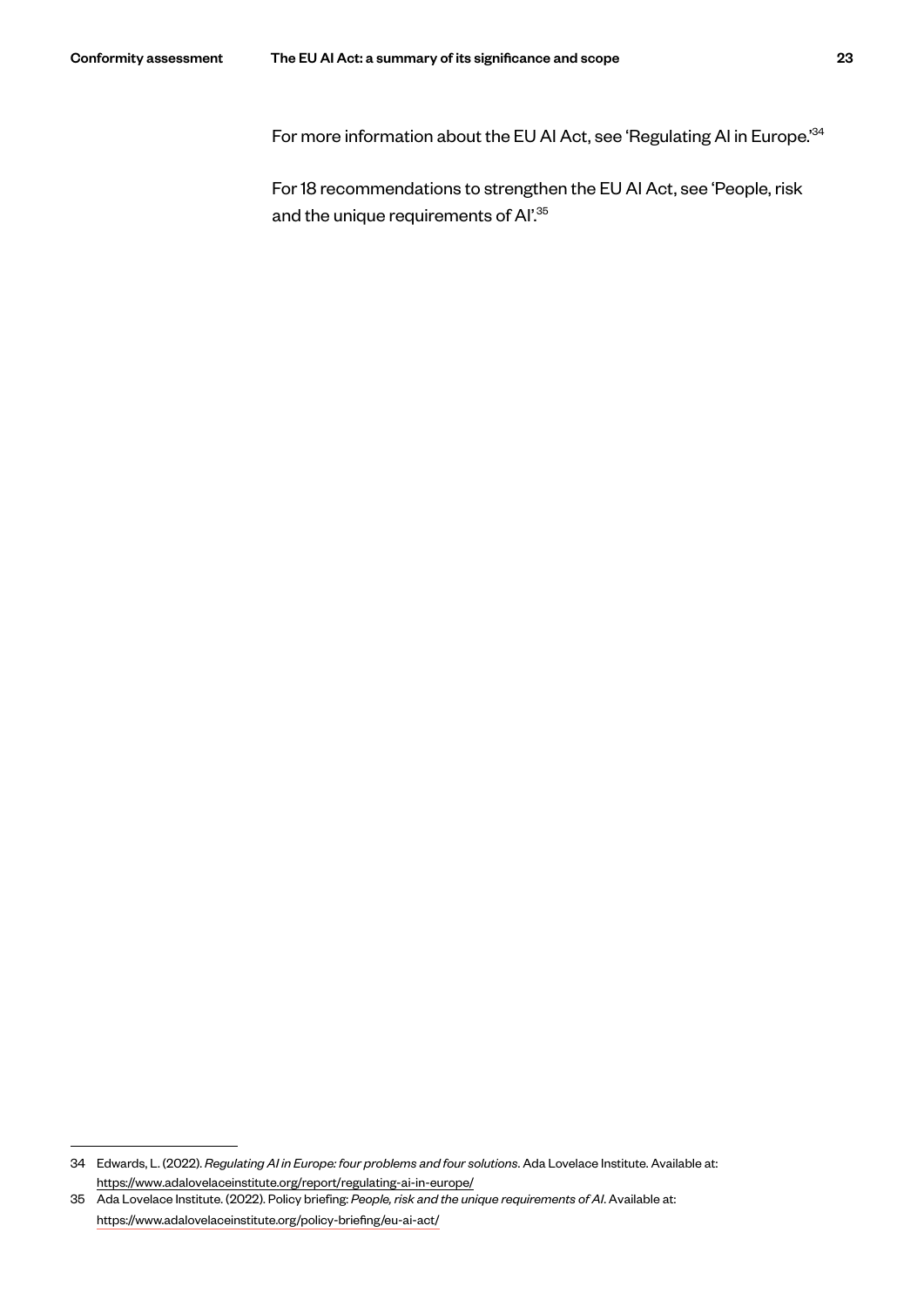For more information about the EU AI Act, see 'Regulating AI in Europe.'[34]

For 18 recommendations to strengthen the EU AI Act, see 'People, risk and the unique requirements of AI'.[35]

---

34 Edwards, L. (2022). *Regulating AI in Europe: four problems and four solutions*. Ada Lovelace Institute. Available at: https://www.adalovelaceinstitute.org/report/regulating-ai-in-europe/

35 Ada Lovelace Institute. (2022). Policy briefing: *People, risk and the unique requirements of AI*. Available at: https://www.adalovelaceinstitute.org/policy-briefing/eu-ai-act/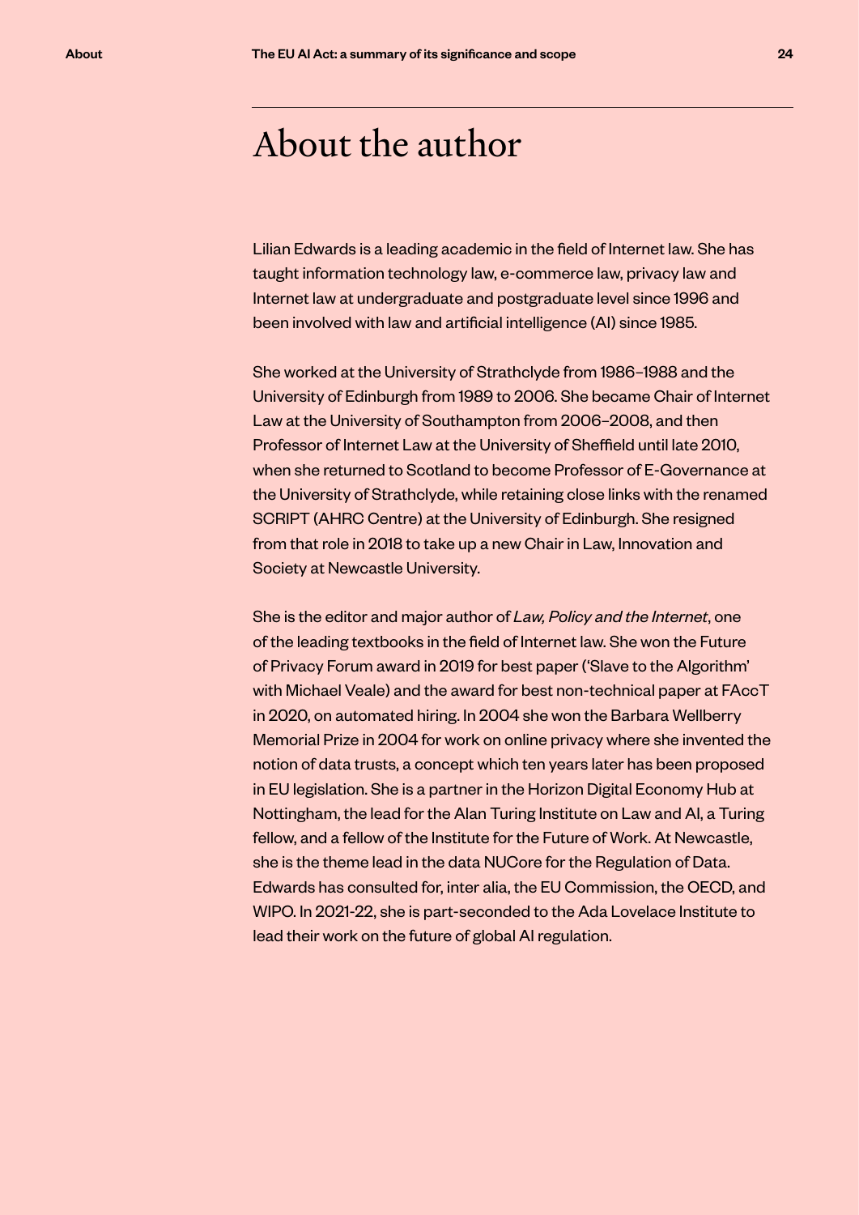# About the author

Lilian Edwards is a leading academic in the field of Internet law. She has taught information technology law, e-commerce law, privacy law and Internet law at undergraduate and postgraduate level since 1996 and been involved with law and artificial intelligence (AI) since 1985.

She worked at the University of Strathclyde from 1986–1988 and the University of Edinburgh from 1989 to 2006. She became Chair of Internet Law at the University of Southampton from 2006–2008, and then Professor of Internet Law at the University of Sheffield until late 2010, when she returned to Scotland to become Professor of E-Governance at the University of Strathclyde, while retaining close links with the renamed SCRIPT (AHRC Centre) at the University of Edinburgh. She resigned from that role in 2018 to take up a new Chair in Law, Innovation and Society at Newcastle University.

She is the editor and major author of *Law, Policy and the Internet*, one of the leading textbooks in the field of Internet law. She won the Future of Privacy Forum award in 2019 for best paper ('Slave to the Algorithm' with Michael Veale) and the award for best non-technical paper at FAccT in 2020, on automated hiring. In 2004 she won the Barbara Wellberry Memorial Prize in 2004 for work on online privacy where she invented the notion of data trusts, a concept which ten years later has been proposed in EU legislation. She is a partner in the Horizon Digital Economy Hub at Nottingham, the lead for the Alan Turing Institute on Law and AI, a Turing fellow, and a fellow of the Institute for the Future of Work. At Newcastle, she is the theme lead in the data NUCore for the Regulation of Data. Edwards has consulted for, inter alia, the EU Commission, the OECD, and WIPO. In 2021-22, she is part-seconded to the Ada Lovelace Institute to lead their work on the future of global AI regulation.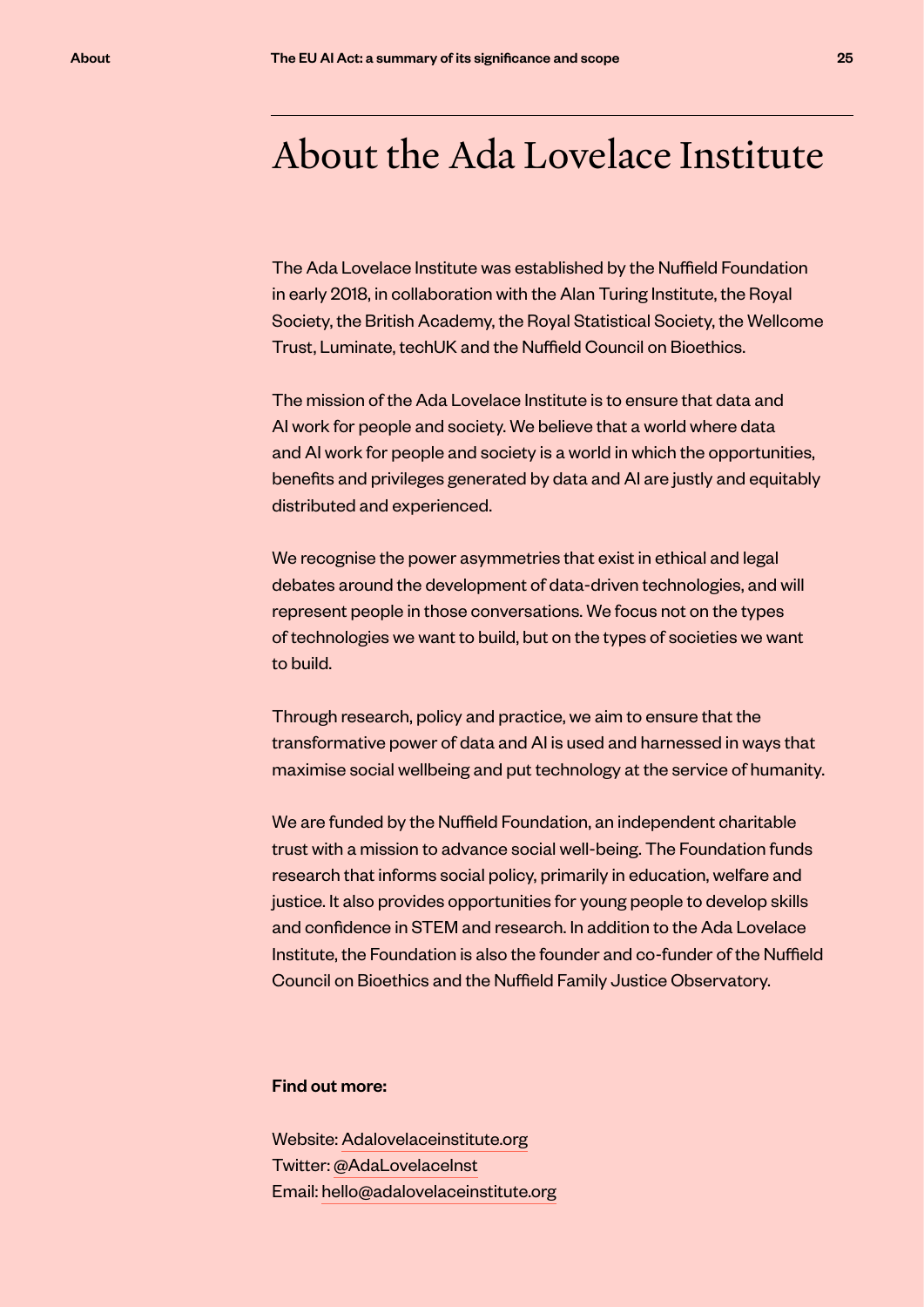# About the Ada Lovelace Institute

The Ada Lovelace Institute was established by the Nuffield Foundation in early 2018, in collaboration with the Alan Turing Institute, the Royal Society, the British Academy, the Royal Statistical Society, the Wellcome Trust, Luminate, techUK and the Nuffield Council on Bioethics.

The mission of the Ada Lovelace Institute is to ensure that data and AI work for people and society. We believe that a world where data and AI work for people and society is a world in which the opportunities, benefits and privileges generated by data and AI are justly and equitably distributed and experienced.

We recognise the power asymmetries that exist in ethical and legal debates around the development of data-driven technologies, and will represent people in those conversations. We focus not on the types of technologies we want to build, but on the types of societies we want to build.

Through research, policy and practice, we aim to ensure that the transformative power of data and AI is used and harnessed in ways that maximise social wellbeing and put technology at the service of humanity.

We are funded by the Nuffield Foundation, an independent charitable trust with a mission to advance social well-being. The Foundation funds research that informs social policy, primarily in education, welfare and justice. It also provides opportunities for young people to develop skills and confidence in STEM and research. In addition to the Ada Lovelace Institute, the Foundation is also the founder and co-funder of the Nuffield Council on Bioethics and the Nuffield Family Justice Observatory.

**Find out more:**

Website: Adalovelaceinstitute.org
Twitter: @AdaLovelaceInst
Email: hello@adalovelaceinstitute.org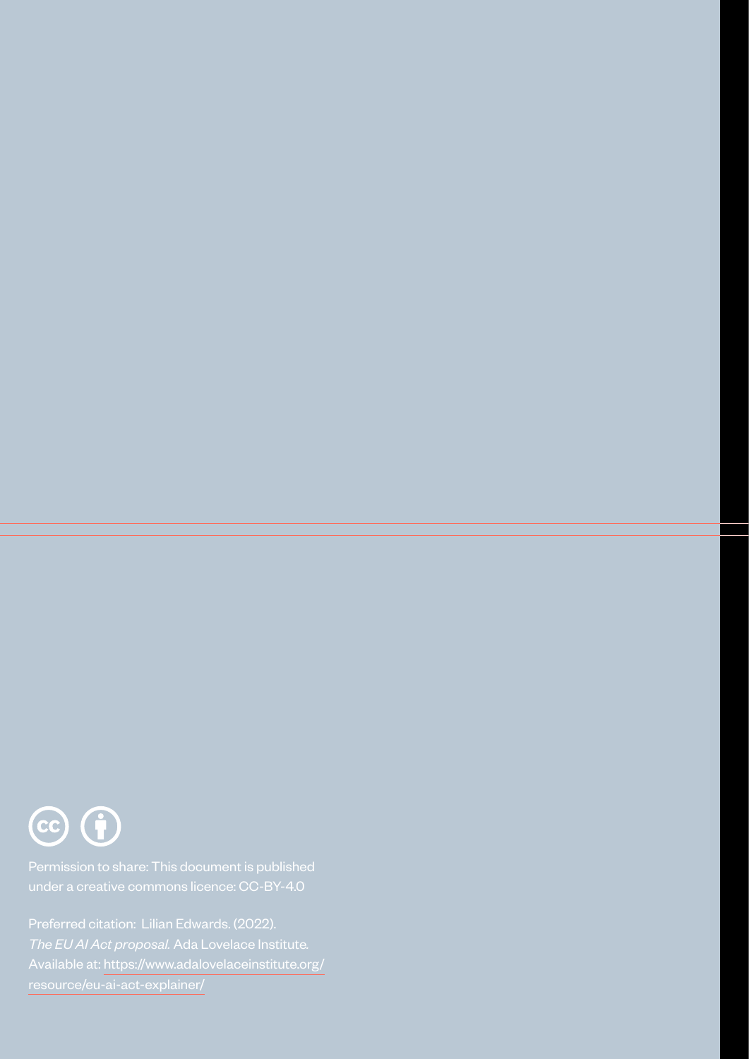Permission to share: This document is published under a creative commons licence: CC-BY-4.0

Preferred citation: Lilian Edwards. (2022). *The EU AI Act proposal*. Ada Lovelace Institute. Available at: https://www.adalovelaceinstitute.org/resource/eu-ai-act-explainer/